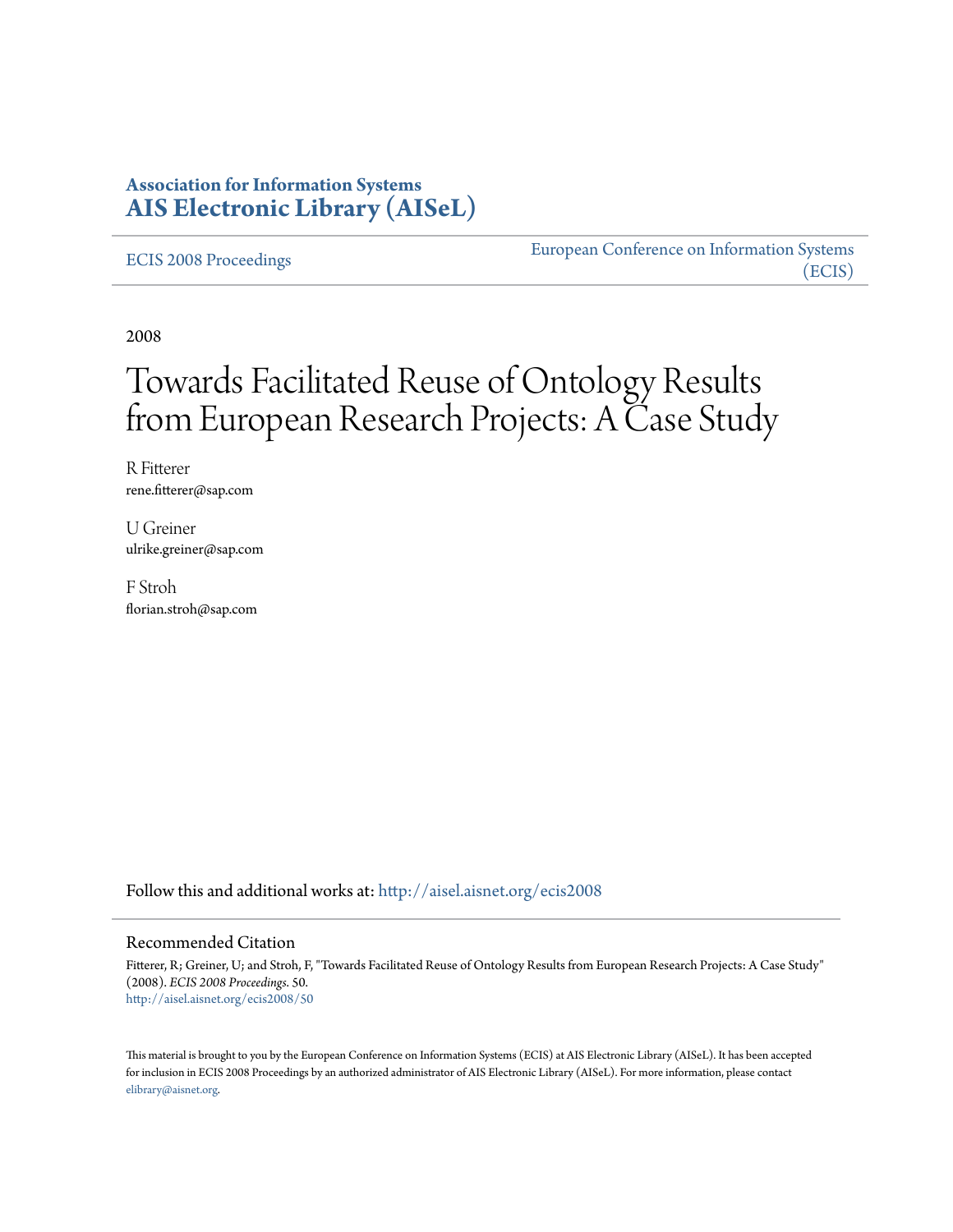**Association for Information Systems**
**AIS Electronic Library (AISeL)**

ECIS 2008 Proceedings

European Conference on Information Systems (ECIS)

2008

# Towards Facilitated Reuse of Ontology Results from European Research Projects: A Case Study

R Fitterer
rene.fitterer@sap.com

U Greiner
ulrike.greiner@sap.com

F Stroh
florian.stroh@sap.com

Follow this and additional works at: http://aisel.aisnet.org/ecis2008

## Recommended Citation

Fitterer, R; Greiner, U; and Stroh, F, "Towards Facilitated Reuse of Ontology Results from European Research Projects: A Case Study" (2008). *ECIS 2008 Proceedings*. 50.
http://aisel.aisnet.org/ecis2008/50

This material is brought to you by the European Conference on Information Systems (ECIS) at AIS Electronic Library (AISeL). It has been accepted for inclusion in ECIS 2008 Proceedings by an authorized administrator of AIS Electronic Library (AISeL). For more information, please contact elibrary@aisnet.org.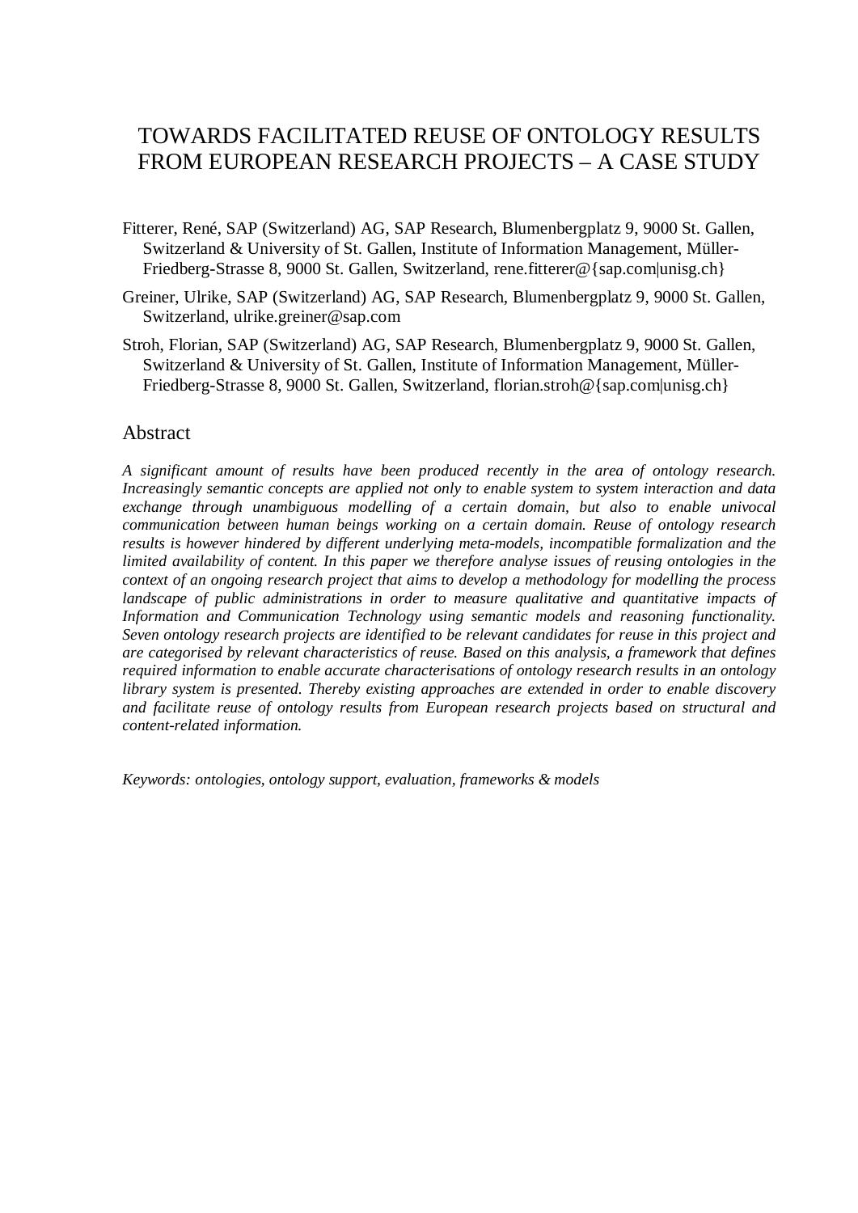# TOWARDS FACILITATED REUSE OF ONTOLOGY RESULTS FROM EUROPEAN RESEARCH PROJECTS – A CASE STUDY

Fitterer, René, SAP (Switzerland) AG, SAP Research, Blumenbergplatz 9, 9000 St. Gallen, Switzerland & University of St. Gallen, Institute of Information Management, Müller-Friedberg-Strasse 8, 9000 St. Gallen, Switzerland, rene.fitterer@{sap.com|unisg.ch}

Greiner, Ulrike, SAP (Switzerland) AG, SAP Research, Blumenbergplatz 9, 9000 St. Gallen, Switzerland, ulrike.greiner@sap.com

Stroh, Florian, SAP (Switzerland) AG, SAP Research, Blumenbergplatz 9, 9000 St. Gallen, Switzerland & University of St. Gallen, Institute of Information Management, Müller-Friedberg-Strasse 8, 9000 St. Gallen, Switzerland, florian.stroh@{sap.com|unisg.ch}

## Abstract

*A significant amount of results have been produced recently in the area of ontology research. Increasingly semantic concepts are applied not only to enable system to system interaction and data exchange through unambiguous modelling of a certain domain, but also to enable univocal communication between human beings working on a certain domain. Reuse of ontology research results is however hindered by different underlying meta-models, incompatible formalization and the limited availability of content. In this paper we therefore analyse issues of reusing ontologies in the context of an ongoing research project that aims to develop a methodology for modelling the process landscape of public administrations in order to measure qualitative and quantitative impacts of Information and Communication Technology using semantic models and reasoning functionality. Seven ontology research projects are identified to be relevant candidates for reuse in this project and are categorised by relevant characteristics of reuse. Based on this analysis, a framework that defines required information to enable accurate characterisations of ontology research results in an ontology library system is presented. Thereby existing approaches are extended in order to enable discovery and facilitate reuse of ontology results from European research projects based on structural and content-related information.*

*Keywords: ontologies, ontology support, evaluation, frameworks & models*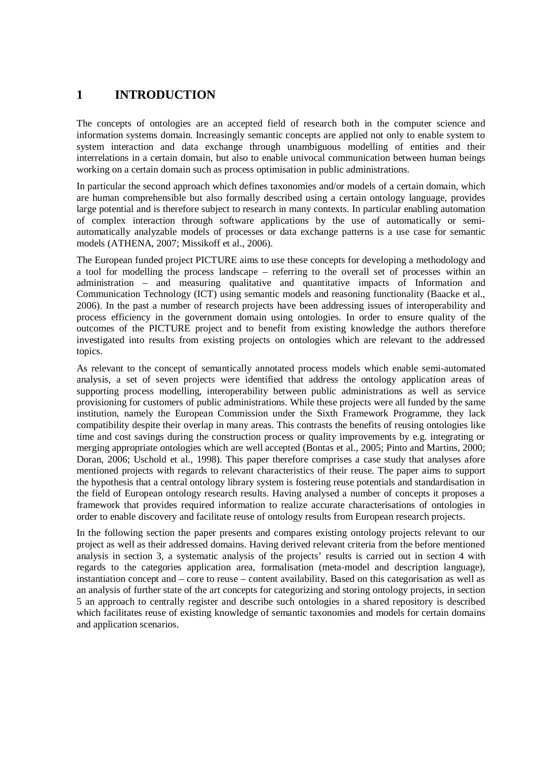# 1 INTRODUCTION

The concepts of ontologies are an accepted field of research both in the computer science and information systems domain. Increasingly semantic concepts are applied not only to enable system to system interaction and data exchange through unambiguous modelling of entities and their interrelations in a certain domain, but also to enable univocal communication between human beings working on a certain domain such as process optimisation in public administrations.

In particular the second approach which defines taxonomies and/or models of a certain domain, which are human comprehensible but also formally described using a certain ontology language, provides large potential and is therefore subject to research in many contexts. In particular enabling automation of complex interaction through software applications by the use of automatically or semi-automatically analyzable models of processes or data exchange patterns is a use case for semantic models (ATHENA, 2007; Missikoff et al., 2006).

The European funded project PICTURE aims to use these concepts for developing a methodology and a tool for modelling the process landscape – referring to the overall set of processes within an administration – and measuring qualitative and quantitative impacts of Information and Communication Technology (ICT) using semantic models and reasoning functionality (Baacke et al., 2006). In the past a number of research projects have been addressing issues of interoperability and process efficiency in the government domain using ontologies. In order to ensure quality of the outcomes of the PICTURE project and to benefit from existing knowledge the authors therefore investigated into results from existing projects on ontologies which are relevant to the addressed topics.

As relevant to the concept of semantically annotated process models which enable semi-automated analysis, a set of seven projects were identified that address the ontology application areas of supporting process modelling, interoperability between public administrations as well as service provisioning for customers of public administrations. While these projects were all funded by the same institution, namely the European Commission under the Sixth Framework Programme, they lack compatibility despite their overlap in many areas. This contrasts the benefits of reusing ontologies like time and cost savings during the construction process or quality improvements by e.g. integrating or merging appropriate ontologies which are well accepted (Bontas et al., 2005; Pinto and Martins, 2000; Doran, 2006; Uschold et al., 1998). This paper therefore comprises a case study that analyses afore mentioned projects with regards to relevant characteristics of their reuse. The paper aims to support the hypothesis that a central ontology library system is fostering reuse potentials and standardisation in the field of European ontology research results. Having analysed a number of concepts it proposes a framework that provides required information to realize accurate characterisations of ontologies in order to enable discovery and facilitate reuse of ontology results from European research projects.

In the following section the paper presents and compares existing ontology projects relevant to our project as well as their addressed domains. Having derived relevant criteria from the before mentioned analysis in section 3, a systematic analysis of the projects' results is carried out in section 4 with regards to the categories application area, formalisation (meta-model and description language), instantiation concept and – core to reuse – content availability. Based on this categorisation as well as an analysis of further state of the art concepts for categorizing and storing ontology projects, in section 5 an approach to centrally register and describe such ontologies in a shared repository is described which facilitates reuse of existing knowledge of semantic taxonomies and models for certain domains and application scenarios.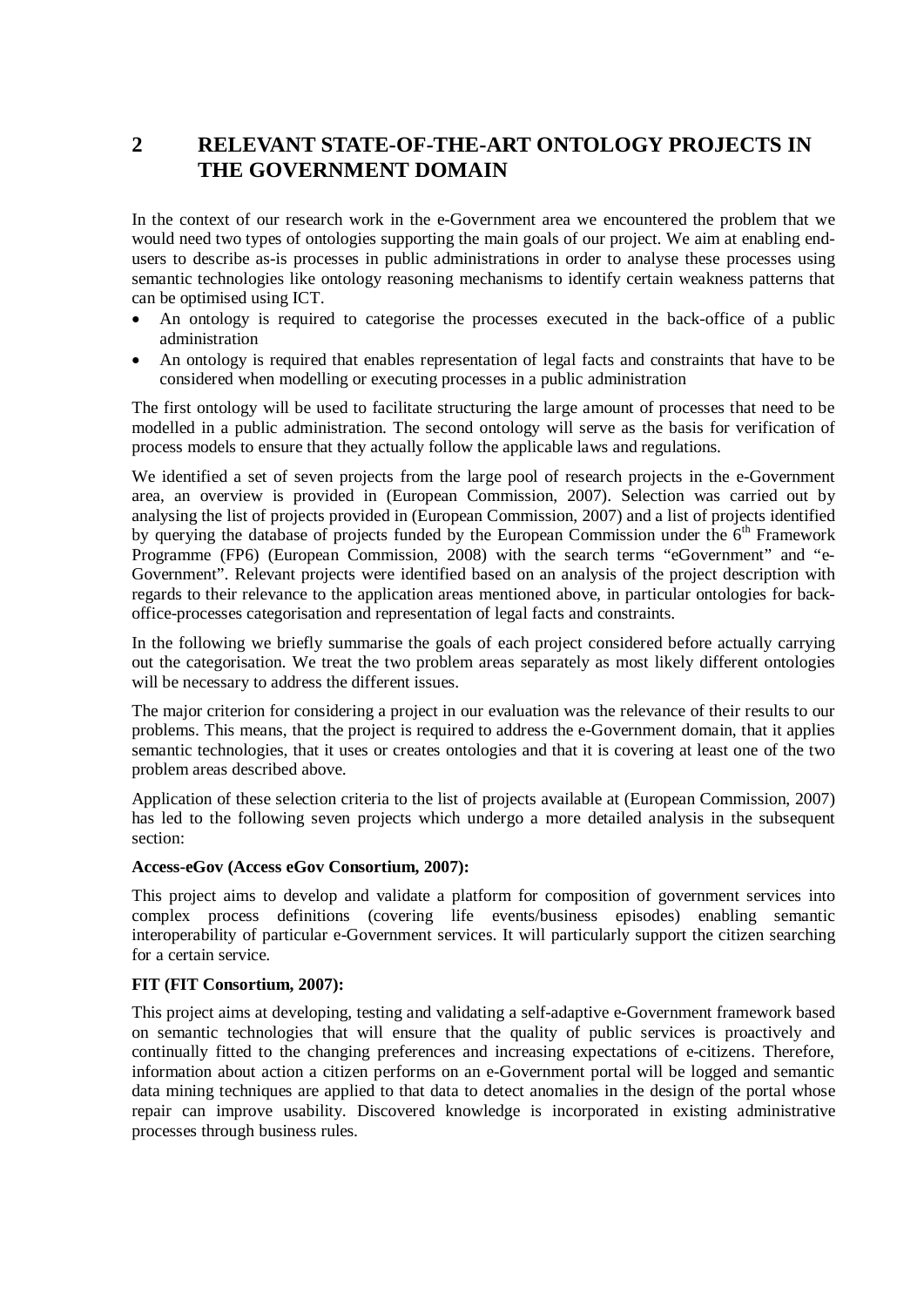# 2 RELEVANT STATE-OF-THE-ART ONTOLOGY PROJECTS IN THE GOVERNMENT DOMAIN

In the context of our research work in the e-Government area we encountered the problem that we would need two types of ontologies supporting the main goals of our project. We aim at enabling end-users to describe as-is processes in public administrations in order to analyse these processes using semantic technologies like ontology reasoning mechanisms to identify certain weakness patterns that can be optimised using ICT.

- An ontology is required to categorise the processes executed in the back-office of a public administration
- An ontology is required that enables representation of legal facts and constraints that have to be considered when modelling or executing processes in a public administration

The first ontology will be used to facilitate structuring the large amount of processes that need to be modelled in a public administration. The second ontology will serve as the basis for verification of process models to ensure that they actually follow the applicable laws and regulations.

We identified a set of seven projects from the large pool of research projects in the e-Government area, an overview is provided in (European Commission, 2007). Selection was carried out by analysing the list of projects provided in (European Commission, 2007) and a list of projects identified by querying the database of projects funded by the European Commission under the 6th Framework Programme (FP6) (European Commission, 2008) with the search terms "eGovernment" and "e-Government". Relevant projects were identified based on an analysis of the project description with regards to their relevance to the application areas mentioned above, in particular ontologies for back-office-processes categorisation and representation of legal facts and constraints.

In the following we briefly summarise the goals of each project considered before actually carrying out the categorisation. We treat the two problem areas separately as most likely different ontologies will be necessary to address the different issues.

The major criterion for considering a project in our evaluation was the relevance of their results to our problems. This means, that the project is required to address the e-Government domain, that it applies semantic technologies, that it uses or creates ontologies and that it is covering at least one of the two problem areas described above.

Application of these selection criteria to the list of projects available at (European Commission, 2007) has led to the following seven projects which undergo a more detailed analysis in the subsequent section:

**Access-eGov (Access eGov Consortium, 2007):**

This project aims to develop and validate a platform for composition of government services into complex process definitions (covering life events/business episodes) enabling semantic interoperability of particular e-Government services. It will particularly support the citizen searching for a certain service.

**FIT (FIT Consortium, 2007):**

This project aims at developing, testing and validating a self-adaptive e-Government framework based on semantic technologies that will ensure that the quality of public services is proactively and continually fitted to the changing preferences and increasing expectations of e-citizens. Therefore, information about action a citizen performs on an e-Government portal will be logged and semantic data mining techniques are applied to that data to detect anomalies in the design of the portal whose repair can improve usability. Discovered knowledge is incorporated in existing administrative processes through business rules.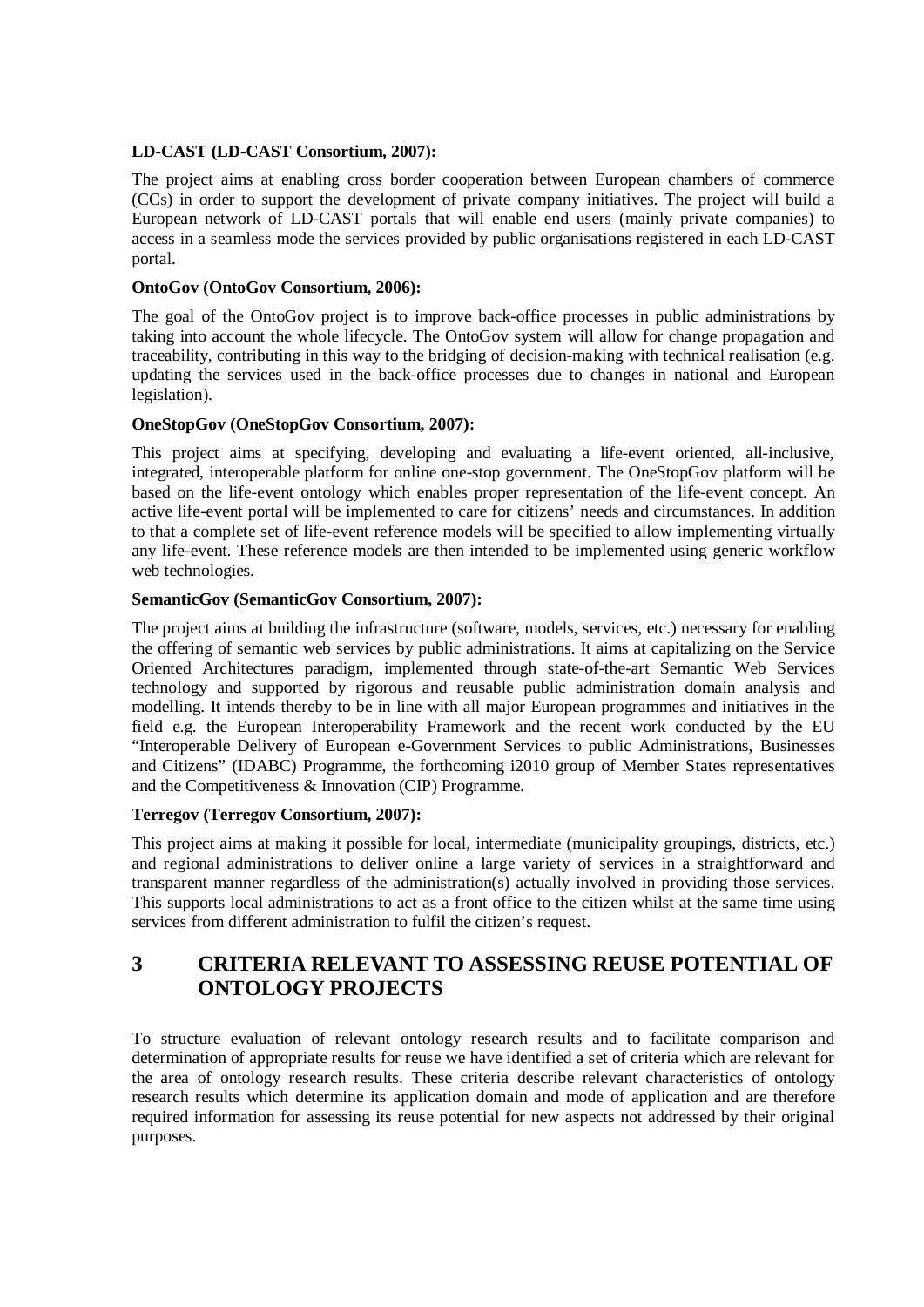**LD-CAST (LD-CAST Consortium, 2007):**

The project aims at enabling cross border cooperation between European chambers of commerce (CCs) in order to support the development of private company initiatives. The project will build a European network of LD-CAST portals that will enable end users (mainly private companies) to access in a seamless mode the services provided by public organisations registered in each LD-CAST portal.

**OntoGov (OntoGov Consortium, 2006):**

The goal of the OntoGov project is to improve back-office processes in public administrations by taking into account the whole lifecycle. The OntoGov system will allow for change propagation and traceability, contributing in this way to the bridging of decision-making with technical realisation (e.g. updating the services used in the back-office processes due to changes in national and European legislation).

**OneStopGov (OneStopGov Consortium, 2007):**

This project aims at specifying, developing and evaluating a life-event oriented, all-inclusive, integrated, interoperable platform for online one-stop government. The OneStopGov platform will be based on the life-event ontology which enables proper representation of the life-event concept. An active life-event portal will be implemented to care for citizens' needs and circumstances. In addition to that a complete set of life-event reference models will be specified to allow implementing virtually any life-event. These reference models are then intended to be implemented using generic workflow web technologies.

**SemanticGov (SemanticGov Consortium, 2007):**

The project aims at building the infrastructure (software, models, services, etc.) necessary for enabling the offering of semantic web services by public administrations. It aims at capitalizing on the Service Oriented Architectures paradigm, implemented through state-of-the-art Semantic Web Services technology and supported by rigorous and reusable public administration domain analysis and modelling. It intends thereby to be in line with all major European programmes and initiatives in the field e.g. the European Interoperability Framework and the recent work conducted by the EU "Interoperable Delivery of European e-Government Services to public Administrations, Businesses and Citizens" (IDABC) Programme, the forthcoming i2010 group of Member States representatives and the Competitiveness & Innovation (CIP) Programme.

**Terregov (Terregov Consortium, 2007):**

This project aims at making it possible for local, intermediate (municipality groupings, districts, etc.) and regional administrations to deliver online a large variety of services in a straightforward and transparent manner regardless of the administration(s) actually involved in providing those services. This supports local administrations to act as a front office to the citizen whilst at the same time using services from different administration to fulfil the citizen's request.

# 3 CRITERIA RELEVANT TO ASSESSING REUSE POTENTIAL OF ONTOLOGY PROJECTS

To structure evaluation of relevant ontology research results and to facilitate comparison and determination of appropriate results for reuse we have identified a set of criteria which are relevant for the area of ontology research results. These criteria describe relevant characteristics of ontology research results which determine its application domain and mode of application and are therefore required information for assessing its reuse potential for new aspects not addressed by their original purposes.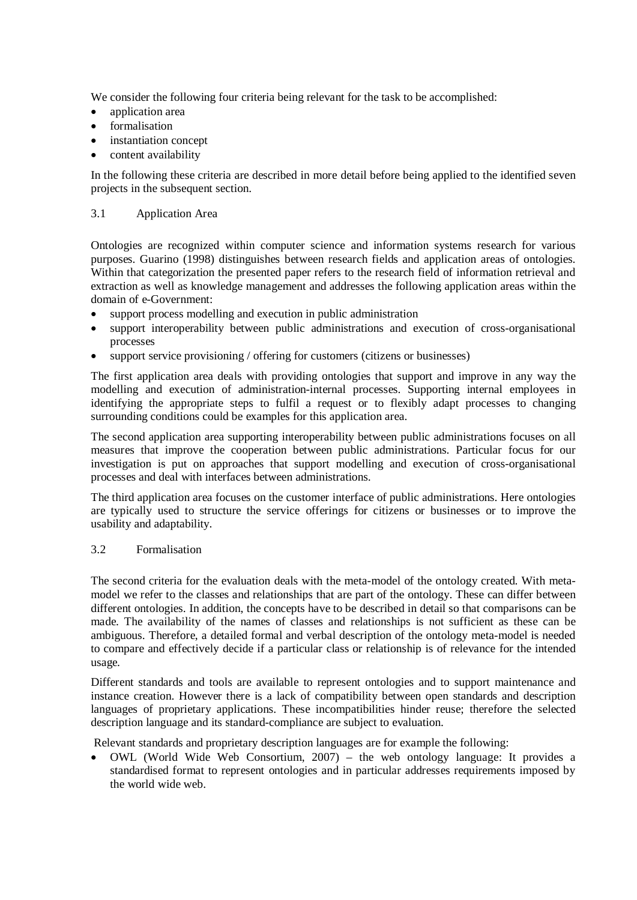We consider the following four criteria being relevant for the task to be accomplished:

- application area
- formalisation
- instantiation concept
- content availability

In the following these criteria are described in more detail before being applied to the identified seven projects in the subsequent section.

### 3.1 Application Area

Ontologies are recognized within computer science and information systems research for various purposes. Guarino (1998) distinguishes between research fields and application areas of ontologies. Within that categorization the presented paper refers to the research field of information retrieval and extraction as well as knowledge management and addresses the following application areas within the domain of e-Government:

- support process modelling and execution in public administration
- support interoperability between public administrations and execution of cross-organisational processes
- support service provisioning / offering for customers (citizens or businesses)

The first application area deals with providing ontologies that support and improve in any way the modelling and execution of administration-internal processes. Supporting internal employees in identifying the appropriate steps to fulfil a request or to flexibly adapt processes to changing surrounding conditions could be examples for this application area.

The second application area supporting interoperability between public administrations focuses on all measures that improve the cooperation between public administrations. Particular focus for our investigation is put on approaches that support modelling and execution of cross-organisational processes and deal with interfaces between administrations.

The third application area focuses on the customer interface of public administrations. Here ontologies are typically used to structure the service offerings for citizens or businesses or to improve the usability and adaptability.

### 3.2 Formalisation

The second criteria for the evaluation deals with the meta-model of the ontology created. With meta-model we refer to the classes and relationships that are part of the ontology. These can differ between different ontologies. In addition, the concepts have to be described in detail so that comparisons can be made. The availability of the names of classes and relationships is not sufficient as these can be ambiguous. Therefore, a detailed formal and verbal description of the ontology meta-model is needed to compare and effectively decide if a particular class or relationship is of relevance for the intended usage.

Different standards and tools are available to represent ontologies and to support maintenance and instance creation. However there is a lack of compatibility between open standards and description languages of proprietary applications. These incompatibilities hinder reuse; therefore the selected description language and its standard-compliance are subject to evaluation.

Relevant standards and proprietary description languages are for example the following:

- OWL (World Wide Web Consortium, 2007) – the web ontology language: It provides a standardised format to represent ontologies and in particular addresses requirements imposed by the world wide web.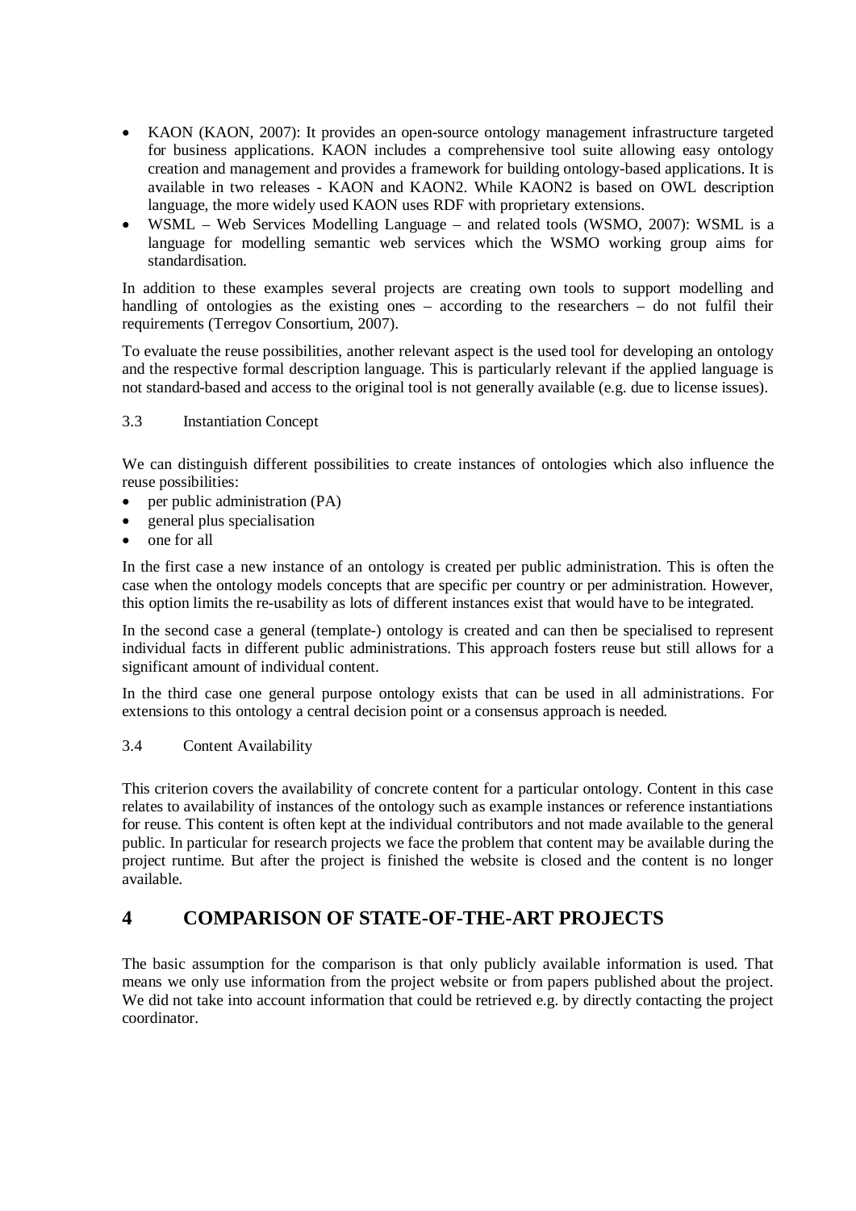- KAON (KAON, 2007): It provides an open-source ontology management infrastructure targeted for business applications. KAON includes a comprehensive tool suite allowing easy ontology creation and management and provides a framework for building ontology-based applications. It is available in two releases - KAON and KAON2. While KAON2 is based on OWL description language, the more widely used KAON uses RDF with proprietary extensions.
- WSML – Web Services Modelling Language – and related tools (WSMO, 2007): WSML is a language for modelling semantic web services which the WSMO working group aims for standardisation.

In addition to these examples several projects are creating own tools to support modelling and handling of ontologies as the existing ones – according to the researchers – do not fulfil their requirements (Terregov Consortium, 2007).

To evaluate the reuse possibilities, another relevant aspect is the used tool for developing an ontology and the respective formal description language. This is particularly relevant if the applied language is not standard-based and access to the original tool is not generally available (e.g. due to license issues).

### 3.3 Instantiation Concept

We can distinguish different possibilities to create instances of ontologies which also influence the reuse possibilities:

- per public administration (PA)
- general plus specialisation
- one for all

In the first case a new instance of an ontology is created per public administration. This is often the case when the ontology models concepts that are specific per country or per administration. However, this option limits the re-usability as lots of different instances exist that would have to be integrated.

In the second case a general (template-) ontology is created and can then be specialised to represent individual facts in different public administrations. This approach fosters reuse but still allows for a significant amount of individual content.

In the third case one general purpose ontology exists that can be used in all administrations. For extensions to this ontology a central decision point or a consensus approach is needed.

### 3.4 Content Availability

This criterion covers the availability of concrete content for a particular ontology. Content in this case relates to availability of instances of the ontology such as example instances or reference instantiations for reuse. This content is often kept at the individual contributors and not made available to the general public. In particular for research projects we face the problem that content may be available during the project runtime. But after the project is finished the website is closed and the content is no longer available.

## 4 COMPARISON OF STATE-OF-THE-ART PROJECTS

The basic assumption for the comparison is that only publicly available information is used. That means we only use information from the project website or from papers published about the project. We did not take into account information that could be retrieved e.g. by directly contacting the project coordinator.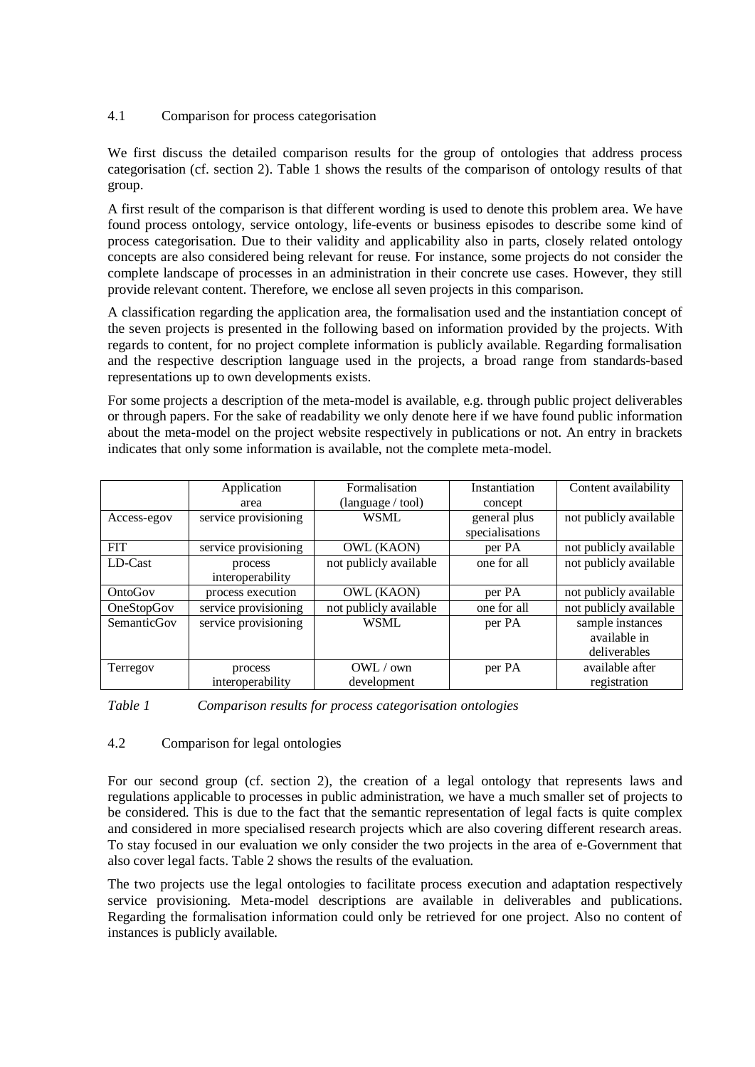### 4.1 Comparison for process categorisation

We first discuss the detailed comparison results for the group of ontologies that address process categorisation (cf. section 2). Table 1 shows the results of the comparison of ontology results of that group.

A first result of the comparison is that different wording is used to denote this problem area. We have found process ontology, service ontology, life-events or business episodes to describe some kind of process categorisation. Due to their validity and applicability also in parts, closely related ontology concepts are also considered being relevant for reuse. For instance, some projects do not consider the complete landscape of processes in an administration in their concrete use cases. However, they still provide relevant content. Therefore, we enclose all seven projects in this comparison.

A classification regarding the application area, the formalisation used and the instantiation concept of the seven projects is presented in the following based on information provided by the projects. With regards to content, for no project complete information is publicly available. Regarding formalisation and the respective description language used in the projects, a broad range from standards-based representations up to own developments exists.

For some projects a description of the meta-model is available, e.g. through public project deliverables or through papers. For the sake of readability we only denote here if we have found public information about the meta-model on the project website respectively in publications or not. An entry in brackets indicates that only some information is available, not the complete meta-model.

| | Application area | Formalisation (language / tool) | Instantiation concept | Content availability |
|---|---|---|---|---|
| Access-egov | service provisioning | WSML | general plus specialisations | not publicly available |
| FIT | service provisioning | OWL (KAON) | per PA | not publicly available |
| LD-Cast | process interoperability | not publicly available | one for all | not publicly available |
| OntoGov | process execution | OWL (KAON) | per PA | not publicly available |
| OneStopGov | service provisioning | not publicly available | one for all | not publicly available |
| SemanticGov | service provisioning | WSML | per PA | sample instances available in deliverables |
| Terregov | process interoperability | OWL / own development | per PA | available after registration |

*Table 1 Comparison results for process categorisation ontologies*

### 4.2 Comparison for legal ontologies

For our second group (cf. section 2), the creation of a legal ontology that represents laws and regulations applicable to processes in public administration, we have a much smaller set of projects to be considered. This is due to the fact that the semantic representation of legal facts is quite complex and considered in more specialised research projects which are also covering different research areas. To stay focused in our evaluation we only consider the two projects in the area of e-Government that also cover legal facts. Table 2 shows the results of the evaluation.

The two projects use the legal ontologies to facilitate process execution and adaptation respectively service provisioning. Meta-model descriptions are available in deliverables and publications. Regarding the formalisation information could only be retrieved for one project. Also no content of instances is publicly available.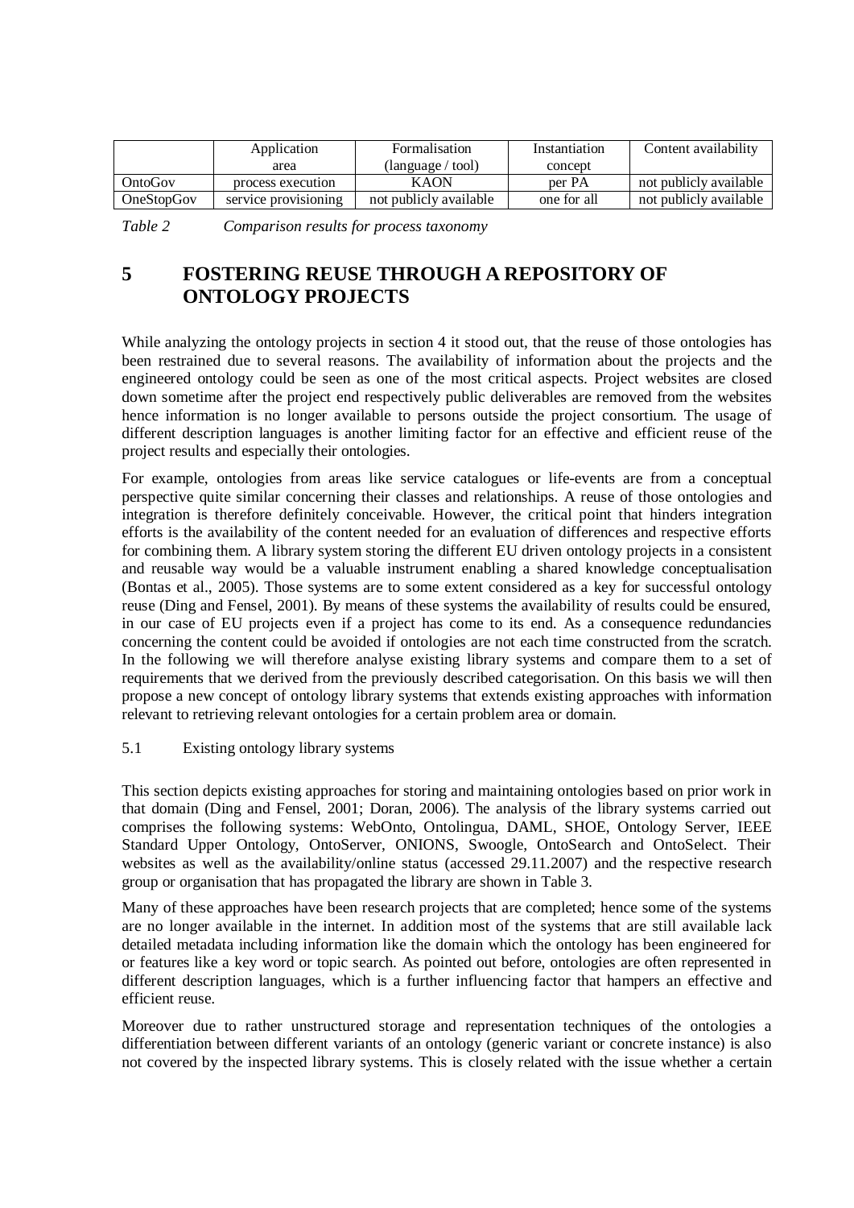|  | Application area | Formalisation (language / tool) | Instantiation concept | Content availability |
| --- | --- | --- | --- | --- |
| OntoGov | process execution | KAON | per PA | not publicly available |
| OneStopGov | service provisioning | not publicly available | one for all | not publicly available |

*Table 2 Comparison results for process taxonomy*

# 5 FOSTERING REUSE THROUGH A REPOSITORY OF ONTOLOGY PROJECTS

While analyzing the ontology projects in section 4 it stood out, that the reuse of those ontologies has been restrained due to several reasons. The availability of information about the projects and the engineered ontology could be seen as one of the most critical aspects. Project websites are closed down sometime after the project end respectively public deliverables are removed from the websites hence information is no longer available to persons outside the project consortium. The usage of different description languages is another limiting factor for an effective and efficient reuse of the project results and especially their ontologies.

For example, ontologies from areas like service catalogues or life-events are from a conceptual perspective quite similar concerning their classes and relationships. A reuse of those ontologies and integration is therefore definitely conceivable. However, the critical point that hinders integration efforts is the availability of the content needed for an evaluation of differences and respective efforts for combining them. A library system storing the different EU driven ontology projects in a consistent and reusable way would be a valuable instrument enabling a shared knowledge conceptualisation (Bontas et al., 2005). Those systems are to some extent considered as a key for successful ontology reuse (Ding and Fensel, 2001). By means of these systems the availability of results could be ensured, in our case of EU projects even if a project has come to its end. As a consequence redundancies concerning the content could be avoided if ontologies are not each time constructed from the scratch. In the following we will therefore analyse existing library systems and compare them to a set of requirements that we derived from the previously described categorisation. On this basis we will then propose a new concept of ontology library systems that extends existing approaches with information relevant to retrieving relevant ontologies for a certain problem area or domain.

## 5.1 Existing ontology library systems

This section depicts existing approaches for storing and maintaining ontologies based on prior work in that domain (Ding and Fensel, 2001; Doran, 2006). The analysis of the library systems carried out comprises the following systems: WebOnto, Ontolingua, DAML, SHOE, Ontology Server, IEEE Standard Upper Ontology, OntoServer, ONIONS, Swoogle, OntoSearch and OntoSelect. Their websites as well as the availability/online status (accessed 29.11.2007) and the respective research group or organisation that has propagated the library are shown in Table 3.

Many of these approaches have been research projects that are completed; hence some of the systems are no longer available in the internet. In addition most of the systems that are still available lack detailed metadata including information like the domain which the ontology has been engineered for or features like a key word or topic search. As pointed out before, ontologies are often represented in different description languages, which is a further influencing factor that hampers an effective and efficient reuse.

Moreover due to rather unstructured storage and representation techniques of the ontologies a differentiation between different variants of an ontology (generic variant or concrete instance) is also not covered by the inspected library systems. This is closely related with the issue whether a certain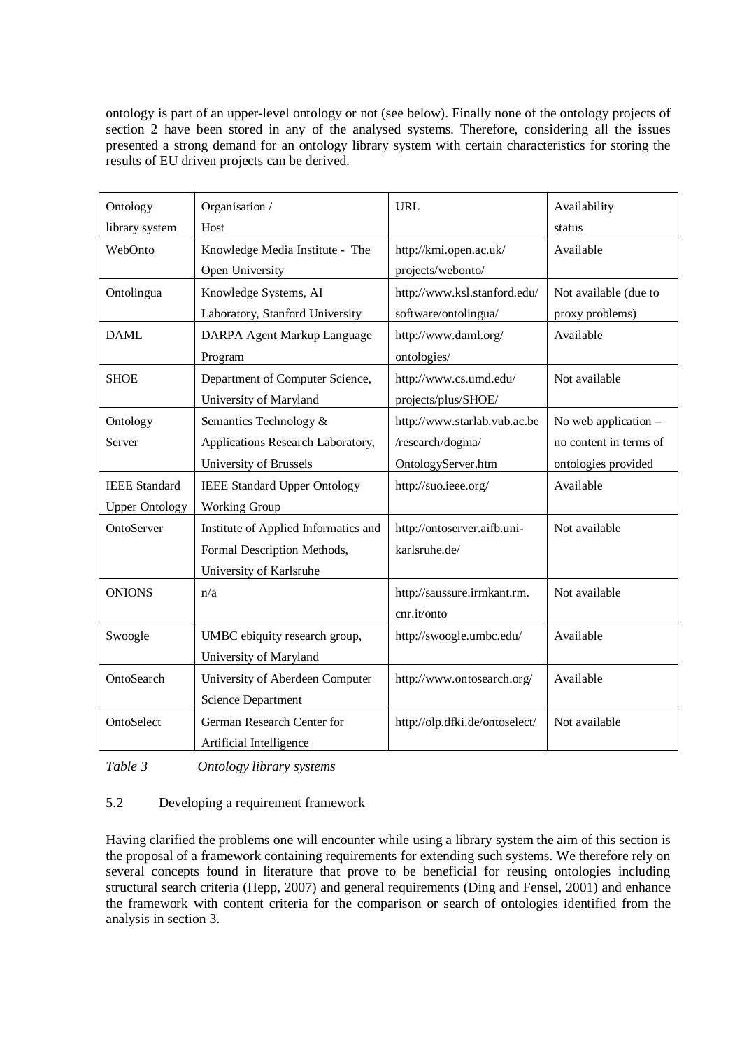ontology is part of an upper-level ontology or not (see below). Finally none of the ontology projects of section 2 have been stored in any of the analysed systems. Therefore, considering all the issues presented a strong demand for an ontology library system with certain characteristics for storing the results of EU driven projects can be derived.

| Ontology library system | Organisation / Host | URL | Availability status |
|---|---|---|---|
| WebOnto | Knowledge Media Institute - The Open University | http://kmi.open.ac.uk/ projects/webonto/ | Available |
| Ontolingua | Knowledge Systems, AI Laboratory, Stanford University | http://www.ksl.stanford.edu/ software/ontolingua/ | Not available (due to proxy problems) |
| DAML | DARPA Agent Markup Language Program | http://www.daml.org/ ontologies/ | Available |
| SHOE | Department of Computer Science, University of Maryland | http://www.cs.umd.edu/ projects/plus/SHOE/ | Not available |
| Ontology Server | Semantics Technology & Applications Research Laboratory, University of Brussels | http://www.starlab.vub.ac.be /research/dogma/ OntologyServer.htm | No web application – no content in terms of ontologies provided |
| IEEE Standard Upper Ontology | IEEE Standard Upper Ontology Working Group | http://suo.ieee.org/ | Available |
| OntoServer | Institute of Applied Informatics and Formal Description Methods, University of Karlsruhe | http://ontoserver.aifb.uni-karlsruhe.de/ | Not available |
| ONIONS | n/a | http://saussure.irmkant.rm. cnr.it/onto | Not available |
| Swoogle | UMBC ebiquity research group, University of Maryland | http://swoogle.umbc.edu/ | Available |
| OntoSearch | University of Aberdeen Computer Science Department | http://www.ontosearch.org/ | Available |
| OntoSelect | German Research Center for Artificial Intelligence | http://olp.dfki.de/ontoselect/ | Not available |

*Table 3 Ontology library systems*

### 5.2 Developing a requirement framework

Having clarified the problems one will encounter while using a library system the aim of this section is the proposal of a framework containing requirements for extending such systems. We therefore rely on several concepts found in literature that prove to be beneficial for reusing ontologies including structural search criteria (Hepp, 2007) and general requirements (Ding and Fensel, 2001) and enhance the framework with content criteria for the comparison or search of ontologies identified from the analysis in section 3.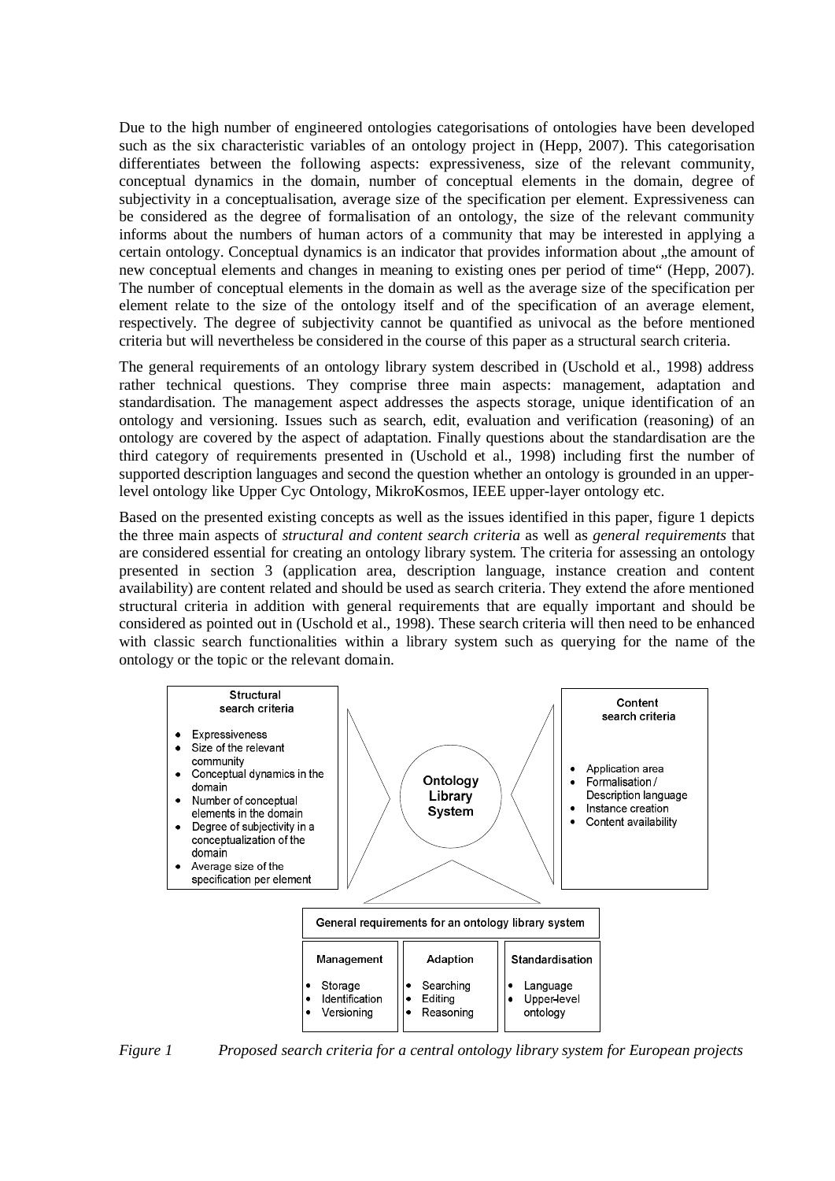Due to the high number of engineered ontologies categorisations of ontologies have been developed such as the six characteristic variables of an ontology project in (Hepp, 2007). This categorisation differentiates between the following aspects: expressiveness, size of the relevant community, conceptual dynamics in the domain, number of conceptual elements in the domain, degree of subjectivity in a conceptualisation, average size of the specification per element. Expressiveness can be considered as the degree of formalisation of an ontology, the size of the relevant community informs about the numbers of human actors of a community that may be interested in applying a certain ontology. Conceptual dynamics is an indicator that provides information about „the amount of new conceptual elements and changes in meaning to existing ones per period of time" (Hepp, 2007). The number of conceptual elements in the domain as well as the average size of the specification per element relate to the size of the ontology itself and of the specification of an average element, respectively. The degree of subjectivity cannot be quantified as univocal as the before mentioned criteria but will nevertheless be considered in the course of this paper as a structural search criteria.

The general requirements of an ontology library system described in (Uschold et al., 1998) address rather technical questions. They comprise three main aspects: management, adaptation and standardisation. The management aspect addresses the aspects storage, unique identification of an ontology and versioning. Issues such as search, edit, evaluation and verification (reasoning) of an ontology are covered by the aspect of adaptation. Finally questions about the standardisation are the third category of requirements presented in (Uschold et al., 1998) including first the number of supported description languages and second the question whether an ontology is grounded in an upper-level ontology like Upper Cyc Ontology, MikroKosmos, IEEE upper-layer ontology etc.

Based on the presented existing concepts as well as the issues identified in this paper, figure 1 depicts the three main aspects of *structural and content search criteria* as well as *general requirements* that are considered essential for creating an ontology library system. The criteria for assessing an ontology presented in section 3 (application area, description language, instance creation and content availability) are content related and should be used as search criteria. They extend the afore mentioned structural criteria in addition with general requirements that are equally important and should be considered as pointed out in (Uschold et al., 1998). These search criteria will then need to be enhanced with classic search functionalities within a library system such as querying for the name of the ontology or the topic or the relevant domain.

**Structural search criteria**

- Expressiveness
- Size of the relevant community
- Conceptual dynamics in the domain
- Number of conceptual elements in the domain
- Degree of subjectivity in a conceptualization of the domain
- Average size of the specification per element

**Ontology Library System**

**Content search criteria**

- Application area
- Formalisation / Description language
- Instance creation
- Content availability

**General requirements for an ontology library system**

| Management | Adaption | Standardisation |
|---|---|---|
| • Storage<br>• Identification<br>• Versioning | • Searching<br>• Editing<br>• Reasoning | • Language<br>• Upper-level ontology |

*Figure 1 Proposed search criteria for a central ontology library system for European projects*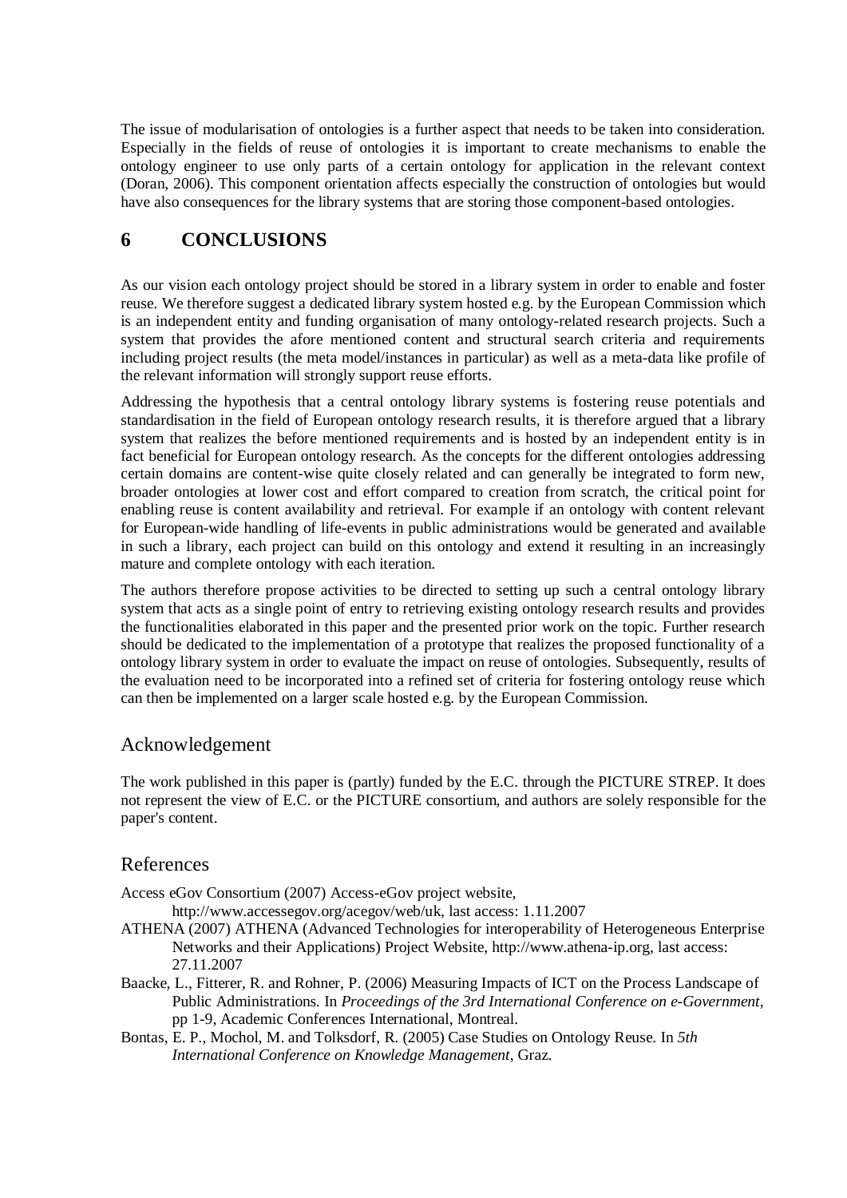The issue of modularisation of ontologies is a further aspect that needs to be taken into consideration. Especially in the fields of reuse of ontologies it is important to create mechanisms to enable the ontology engineer to use only parts of a certain ontology for application in the relevant context (Doran, 2006). This component orientation affects especially the construction of ontologies but would have also consequences for the library systems that are storing those component-based ontologies.

# 6 CONCLUSIONS

As our vision each ontology project should be stored in a library system in order to enable and foster reuse. We therefore suggest a dedicated library system hosted e.g. by the European Commission which is an independent entity and funding organisation of many ontology-related research projects. Such a system that provides the afore mentioned content and structural search criteria and requirements including project results (the meta model/instances in particular) as well as a meta-data like profile of the relevant information will strongly support reuse efforts.

Addressing the hypothesis that a central ontology library systems is fostering reuse potentials and standardisation in the field of European ontology research results, it is therefore argued that a library system that realizes the before mentioned requirements and is hosted by an independent entity is in fact beneficial for European ontology research. As the concepts for the different ontologies addressing certain domains are content-wise quite closely related and can generally be integrated to form new, broader ontologies at lower cost and effort compared to creation from scratch, the critical point for enabling reuse is content availability and retrieval. For example if an ontology with content relevant for European-wide handling of life-events in public administrations would be generated and available in such a library, each project can build on this ontology and extend it resulting in an increasingly mature and complete ontology with each iteration.

The authors therefore propose activities to be directed to setting up such a central ontology library system that acts as a single point of entry to retrieving existing ontology research results and provides the functionalities elaborated in this paper and the presented prior work on the topic. Further research should be dedicated to the implementation of a prototype that realizes the proposed functionality of a ontology library system in order to evaluate the impact on reuse of ontologies. Subsequently, results of the evaluation need to be incorporated into a refined set of criteria for fostering ontology reuse which can then be implemented on a larger scale hosted e.g. by the European Commission.

## Acknowledgement

The work published in this paper is (partly) funded by the E.C. through the PICTURE STREP. It does not represent the view of E.C. or the PICTURE consortium, and authors are solely responsible for the paper's content.

## References

Access eGov Consortium (2007) Access-eGov project website, http://www.accessegov.org/acegov/web/uk, last access: 1.11.2007

ATHENA (2007) ATHENA (Advanced Technologies for interoperability of Heterogeneous Enterprise Networks and their Applications) Project Website, http://www.athena-ip.org, last access: 27.11.2007

Baacke, L., Fitterer, R. and Rohner, P. (2006) Measuring Impacts of ICT on the Process Landscape of Public Administrations. In *Proceedings of the 3rd International Conference on e-Government*, pp 1-9, Academic Conferences International, Montreal.

Bontas, E. P., Mochol, M. and Tolksdorf, R. (2005) Case Studies on Ontology Reuse. In *5th International Conference on Knowledge Management*, Graz.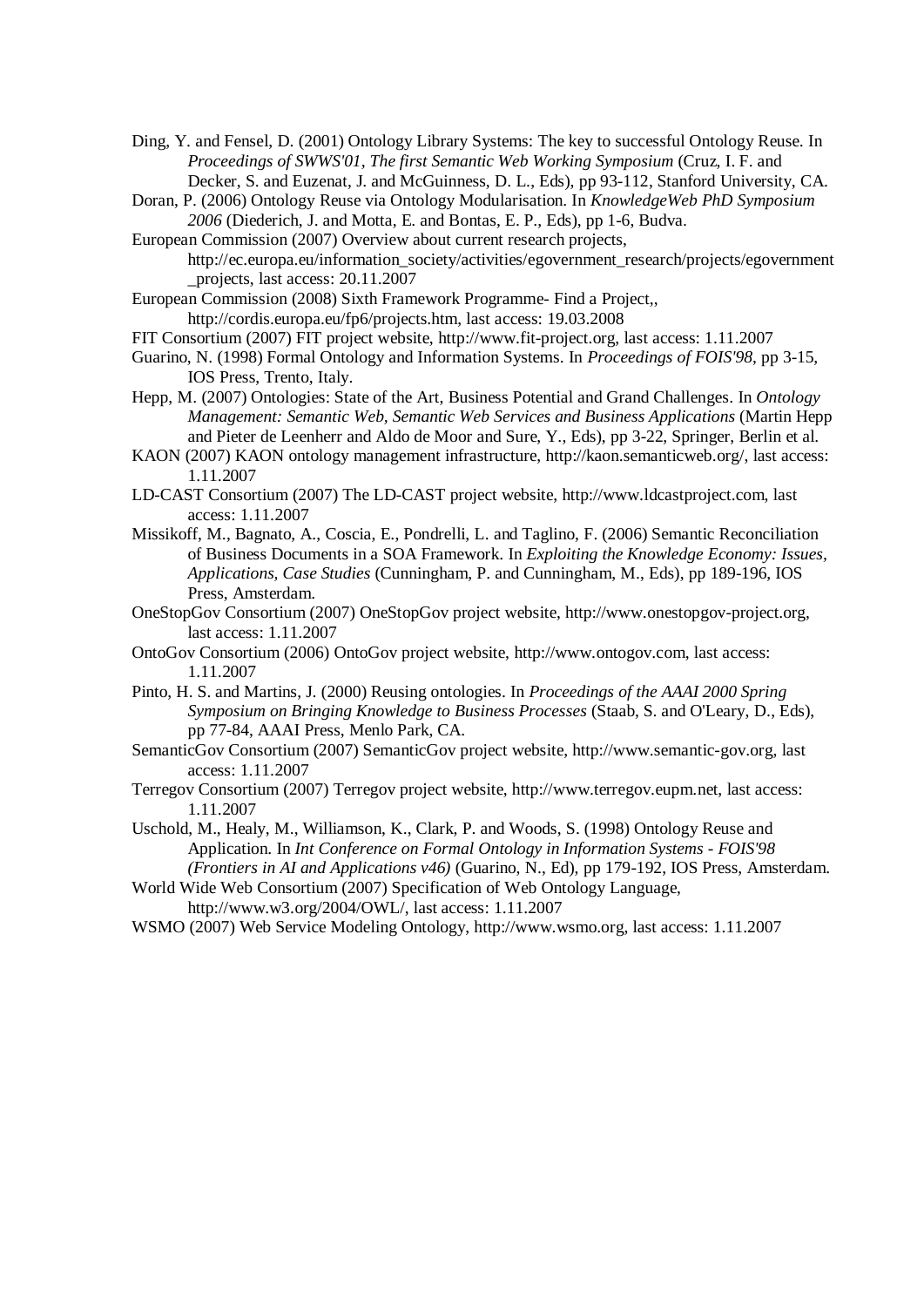Ding, Y. and Fensel, D. (2001) Ontology Library Systems: The key to successful Ontology Reuse. In *Proceedings of SWWS'01, The first Semantic Web Working Symposium* (Cruz, I. F. and Decker, S. and Euzenat, J. and McGuinness, D. L., Eds), pp 93-112, Stanford University, CA.

Doran, P. (2006) Ontology Reuse via Ontology Modularisation. In *KnowledgeWeb PhD Symposium 2006* (Diederich, J. and Motta, E. and Bontas, E. P., Eds), pp 1-6, Budva.

European Commission (2007) Overview about current research projects, http://ec.europa.eu/information_society/activities/egovernment_research/projects/egovernment_projects, last access: 20.11.2007

European Commission (2008) Sixth Framework Programme- Find a Project,, http://cordis.europa.eu/fp6/projects.htm, last access: 19.03.2008

FIT Consortium (2007) FIT project website, http://www.fit-project.org, last access: 1.11.2007

Guarino, N. (1998) Formal Ontology and Information Systems. In *Proceedings of FOIS'98*, pp 3-15, IOS Press, Trento, Italy.

Hepp, M. (2007) Ontologies: State of the Art, Business Potential and Grand Challenges. In *Ontology Management: Semantic Web, Semantic Web Services and Business Applications* (Martin Hepp and Pieter de Leenherr and Aldo de Moor and Sure, Y., Eds), pp 3-22, Springer, Berlin et al.

KAON (2007) KAON ontology management infrastructure, http://kaon.semanticweb.org/, last access: 1.11.2007

LD-CAST Consortium (2007) The LD-CAST project website, http://www.ldcastproject.com, last access: 1.11.2007

Missikoff, M., Bagnato, A., Coscia, E., Pondrelli, L. and Taglino, F. (2006) Semantic Reconciliation of Business Documents in a SOA Framework. In *Exploiting the Knowledge Economy: Issues, Applications, Case Studies* (Cunningham, P. and Cunningham, M., Eds), pp 189-196, IOS Press, Amsterdam.

OneStopGov Consortium (2007) OneStopGov project website, http://www.onestopgov-project.org, last access: 1.11.2007

OntoGov Consortium (2006) OntoGov project website, http://www.ontogov.com, last access: 1.11.2007

Pinto, H. S. and Martins, J. (2000) Reusing ontologies. In *Proceedings of the AAAI 2000 Spring Symposium on Bringing Knowledge to Business Processes* (Staab, S. and O'Leary, D., Eds), pp 77-84, AAAI Press, Menlo Park, CA.

SemanticGov Consortium (2007) SemanticGov project website, http://www.semantic-gov.org, last access: 1.11.2007

Terregov Consortium (2007) Terregov project website, http://www.terregov.eupm.net, last access: 1.11.2007

Uschold, M., Healy, M., Williamson, K., Clark, P. and Woods, S. (1998) Ontology Reuse and Application. In *Int Conference on Formal Ontology in Information Systems - FOIS'98 (Frontiers in AI and Applications v46)* (Guarino, N., Ed), pp 179-192, IOS Press, Amsterdam.

World Wide Web Consortium (2007) Specification of Web Ontology Language, http://www.w3.org/2004/OWL/, last access: 1.11.2007

WSMO (2007) Web Service Modeling Ontology, http://www.wsmo.org, last access: 1.11.2007